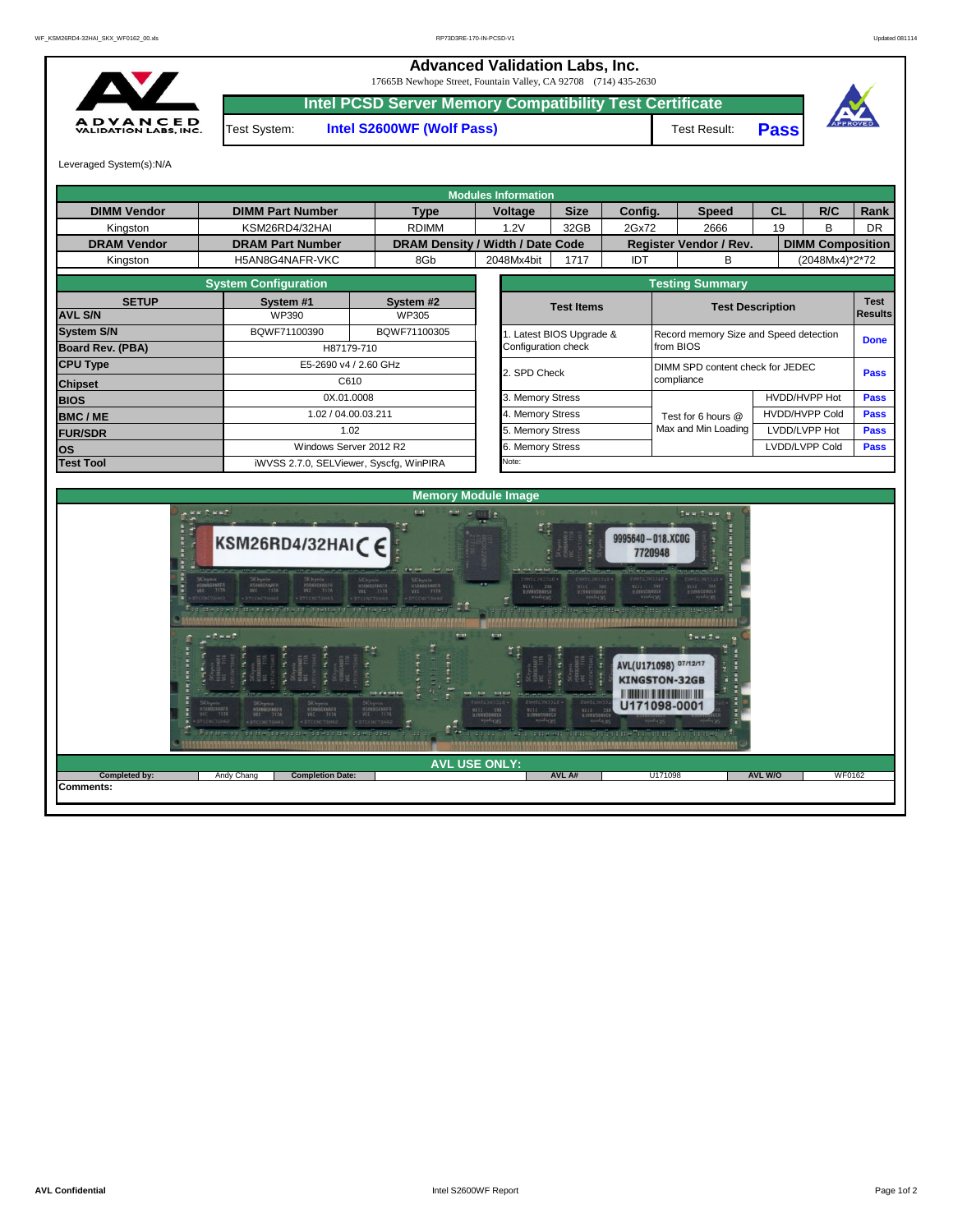# Advanced Validation Labs, Inc.

17665B Newhope Street, Fountain Valley, CA 92708 (714) 435-2630

## Intel PCSD Server Memory Compatibility Test Certificate

Test System: **Intel S2600WF (Wolf Pass)**

Test Result: **Pass**

Leveraged System(s):N/A

### Modules Information

| DIMM Vendor | DIMM Part Number | Type | Voltage | Size | Config. | Speed | CL | R/C | Rank |
|---|---|---|---|---|---|---|---|---|---|
| Kingston | KSM26RD4/32HAI | RDIMM | 1.2V | 32GB | 2Gx72 | 2666 | 19 | B | DR |
| **DRAM Vendor** | **DRAM Part Number** | **DRAM Density / Width / Date Code** | | | **Register Vendor / Rev.** | | **DIMM Composition** | | |
| Kingston | H5AN8G4NAFR-VKC | 8Gb | 2048Mx4bit | 1717 | IDT | B | (2048Mx4)*2*72 | | |

### System Configuration

| SETUP | System #1 | System #2 |
|---|---|---|
| AVL S/N | WP390 | WP305 |
| System S/N | BQWF71100390 | BQWF71100305 |
| Board Rev. (PBA) | H87179-710 | |
| CPU Type | E5-2690 v4 / 2.60 GHz | |
| Chipset | C610 | |
| BIOS | 0X.01.0008 | |
| BMC / ME | 1.02 / 04.00.03.211 | |
| FUR/SDR | 1.02 | |
| OS | Windows Server 2012 R2 | |
| Test Tool | iWVSS 2.7.0, SELViewer, Syscfg, WinPIRA | |

### Testing Summary

| Test Items | Test Description | | Test Results |
|---|---|---|---|
| 1. Latest BIOS Upgrade & Configuration check | Record memory Size and Speed detection from BIOS | | Done |
| 2. SPD Check | DIMM SPD content check for JEDEC compliance | | Pass |
| 3. Memory Stress | Test for 6 hours @ Max and Min Loading | HVDD/HVPP Hot | Pass |
| 4. Memory Stress | | HVDD/HVPP Cold | Pass |
| 5. Memory Stress | | LVDD/LVPP Hot | Pass |
| 6. Memory Stress | | LVDD/LVPP Cold | Pass |

Note:

### Memory Module Image

### AVL USE ONLY:

| Completed by: | Andy Chang | Completion Date: | | AVL A# | U171098 | AVL W/O | WF0162 |
|---|---|---|---|---|---|---|---|

Comments: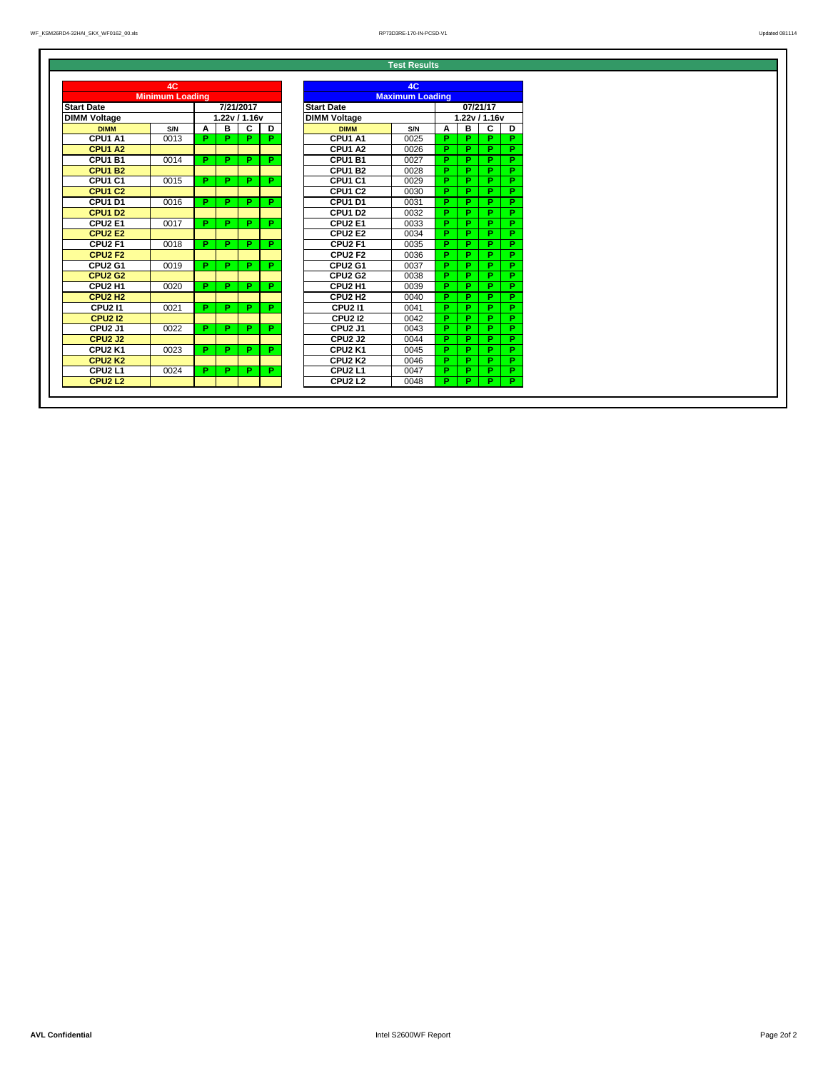## Test Results

| 4C Minimum Loading | | | | | |
|---|---|---|---|---|---|
| **Start Date** | | 7/21/2017 | | | |
| **DIMM Voltage** | | 1.22v / 1.16v | | | |
| **DIMM** | **S/N** | **A** | **B** | **C** | **D** |
| CPU1 A1 | 0013 | P | P | P | P |
| CPU1 A2 | | | | | |
| CPU1 B1 | 0014 | P | P | P | P |
| CPU1 B2 | | | | | |
| CPU1 C1 | 0015 | P | P | P | P |
| CPU1 C2 | | | | | |
| CPU1 D1 | 0016 | P | P | P | P |
| CPU1 D2 | | | | | |
| CPU2 E1 | 0017 | P | P | P | P |
| CPU2 E2 | | | | | |
| CPU2 F1 | 0018 | P | P | P | P |
| CPU2 F2 | | | | | |
| CPU2 G1 | 0019 | P | P | P | P |
| CPU2 G2 | | | | | |
| CPU2 H1 | 0020 | P | P | P | P |
| CPU2 H2 | | | | | |
| CPU2 I1 | 0021 | P | P | P | P |
| CPU2 I2 | | | | | |
| CPU2 J1 | 0022 | P | P | P | P |
| CPU2 J2 | | | | | |
| CPU2 K1 | 0023 | P | P | P | P |
| CPU2 K2 | | | | | |
| CPU2 L1 | 0024 | P | P | P | P |
| CPU2 L2 | | | | | |

| 4C Maximum Loading | | | | | |
|---|---|---|---|---|---|
| **Start Date** | | 07/21/17 | | | |
| **DIMM Voltage** | | 1.22v / 1.16v | | | |
| **DIMM** | **S/N** | **A** | **B** | **C** | **D** |
| CPU1 A1 | 0025 | P | P | P | P |
| CPU1 A2 | 0026 | P | P | P | P |
| CPU1 B1 | 0027 | P | P | P | P |
| CPU1 B2 | 0028 | P | P | P | P |
| CPU1 C1 | 0029 | P | P | P | P |
| CPU1 C2 | 0030 | P | P | P | P |
| CPU1 D1 | 0031 | P | P | P | P |
| CPU1 D2 | 0032 | P | P | P | P |
| CPU2 E1 | 0033 | P | P | P | P |
| CPU2 E2 | 0034 | P | P | P | P |
| CPU2 F1 | 0035 | P | P | P | P |
| CPU2 F2 | 0036 | P | P | P | P |
| CPU2 G1 | 0037 | P | P | P | P |
| CPU2 G2 | 0038 | P | P | P | P |
| CPU2 H1 | 0039 | P | P | P | P |
| CPU2 H2 | 0040 | P | P | P | P |
| CPU2 I1 | 0041 | P | P | P | P |
| CPU2 I2 | 0042 | P | P | P | P |
| CPU2 J1 | 0043 | P | P | P | P |
| CPU2 J2 | 0044 | P | P | P | P |
| CPU2 K1 | 0045 | P | P | P | P |
| CPU2 K2 | 0046 | P | P | P | P |
| CPU2 L1 | 0047 | P | P | P | P |
| CPU2 L2 | 0048 | P | P | P | P |